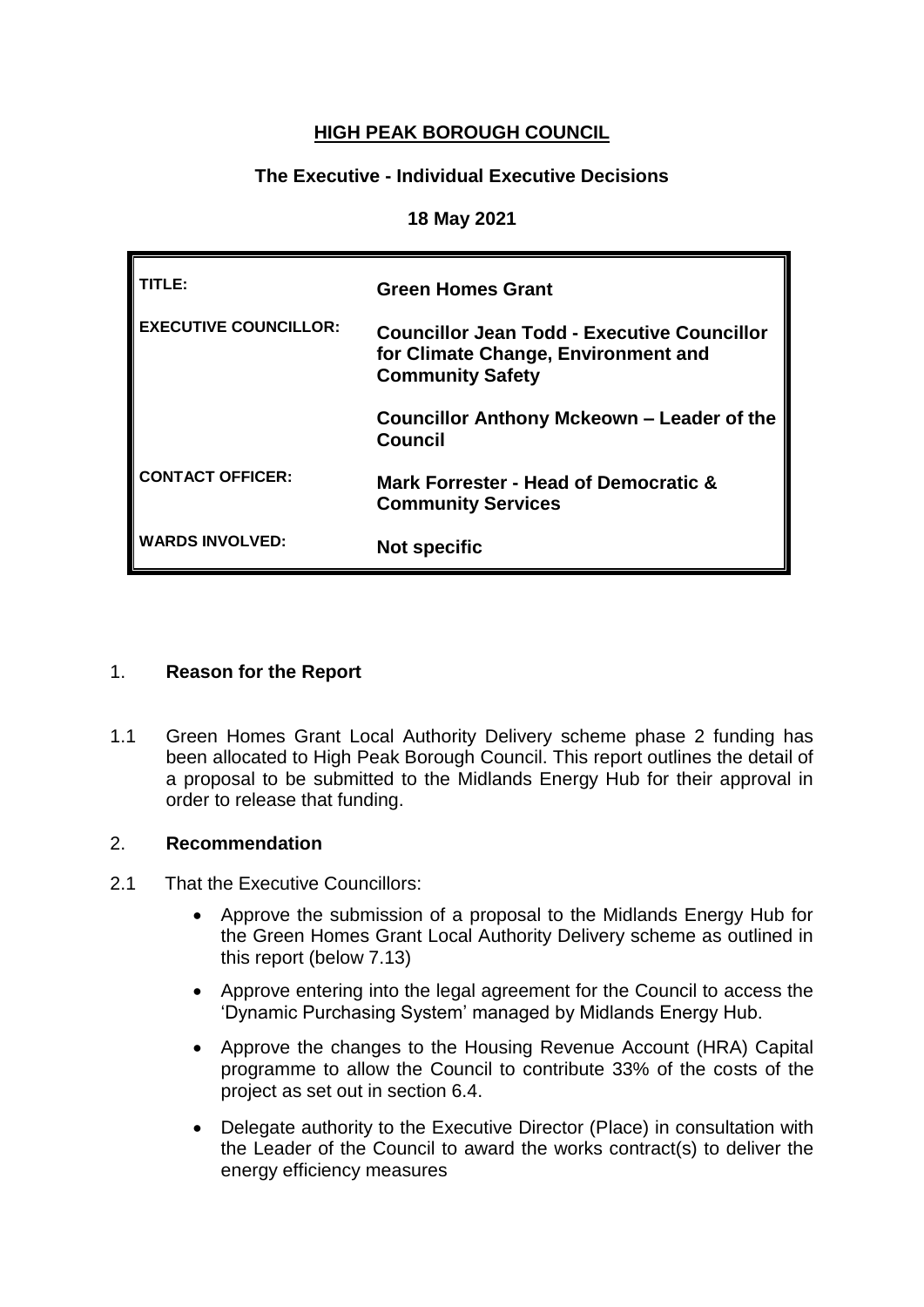# HIGH PEAK BOROUGH COUNCIL

## The Executive - Individual Executive Decisions

### 18 May 2021

| | |
|---|---|
| **TITLE:** | **Green Homes Grant** |
| **EXECUTIVE COUNCILLOR:** | **Councillor Jean Todd - Executive Councillor for Climate Change, Environment and Community Safety**<br><br>**Councillor Anthony Mckeown – Leader of the Council** |
| **CONTACT OFFICER:** | **Mark Forrester - Head of Democratic & Community Services** |
| **WARDS INVOLVED:** | **Not specific** |

1. **Reason for the Report**

1.1 Green Homes Grant Local Authority Delivery scheme phase 2 funding has been allocated to High Peak Borough Council. This report outlines the detail of a proposal to be submitted to the Midlands Energy Hub for their approval in order to release that funding.

2. **Recommendation**

2.1 That the Executive Councillors:

- Approve the submission of a proposal to the Midlands Energy Hub for the Green Homes Grant Local Authority Delivery scheme as outlined in this report (below 7.13)
- Approve entering into the legal agreement for the Council to access the 'Dynamic Purchasing System' managed by Midlands Energy Hub.
- Approve the changes to the Housing Revenue Account (HRA) Capital programme to allow the Council to contribute 33% of the costs of the project as set out in section 6.4.
- Delegate authority to the Executive Director (Place) in consultation with the Leader of the Council to award the works contract(s) to deliver the energy efficiency measures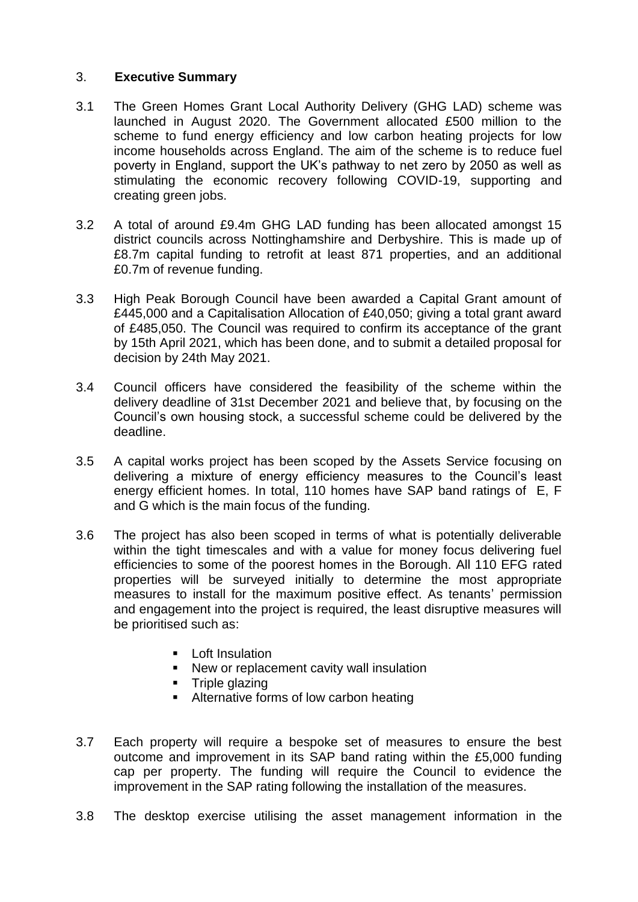## 3. **Executive Summary**

3.1 The Green Homes Grant Local Authority Delivery (GHG LAD) scheme was launched in August 2020. The Government allocated £500 million to the scheme to fund energy efficiency and low carbon heating projects for low income households across England. The aim of the scheme is to reduce fuel poverty in England, support the UK's pathway to net zero by 2050 as well as stimulating the economic recovery following COVID-19, supporting and creating green jobs.

3.2 A total of around £9.4m GHG LAD funding has been allocated amongst 15 district councils across Nottinghamshire and Derbyshire. This is made up of £8.7m capital funding to retrofit at least 871 properties, and an additional £0.7m of revenue funding.

3.3 High Peak Borough Council have been awarded a Capital Grant amount of £445,000 and a Capitalisation Allocation of £40,050; giving a total grant award of £485,050. The Council was required to confirm its acceptance of the grant by 15th April 2021, which has been done, and to submit a detailed proposal for decision by 24th May 2021.

3.4 Council officers have considered the feasibility of the scheme within the delivery deadline of 31st December 2021 and believe that, by focusing on the Council's own housing stock, a successful scheme could be delivered by the deadline.

3.5 A capital works project has been scoped by the Assets Service focusing on delivering a mixture of energy efficiency measures to the Council's least energy efficient homes. In total, 110 homes have SAP band ratings of E, F and G which is the main focus of the funding.

3.6 The project has also been scoped in terms of what is potentially deliverable within the tight timescales and with a value for money focus delivering fuel efficiencies to some of the poorest homes in the Borough. All 110 EFG rated properties will be surveyed initially to determine the most appropriate measures to install for the maximum positive effect. As tenants' permission and engagement into the project is required, the least disruptive measures will be prioritised such as:

- Loft Insulation
- New or replacement cavity wall insulation
- Triple glazing
- Alternative forms of low carbon heating

3.7 Each property will require a bespoke set of measures to ensure the best outcome and improvement in its SAP band rating within the £5,000 funding cap per property. The funding will require the Council to evidence the improvement in the SAP rating following the installation of the measures.

3.8 The desktop exercise utilising the asset management information in the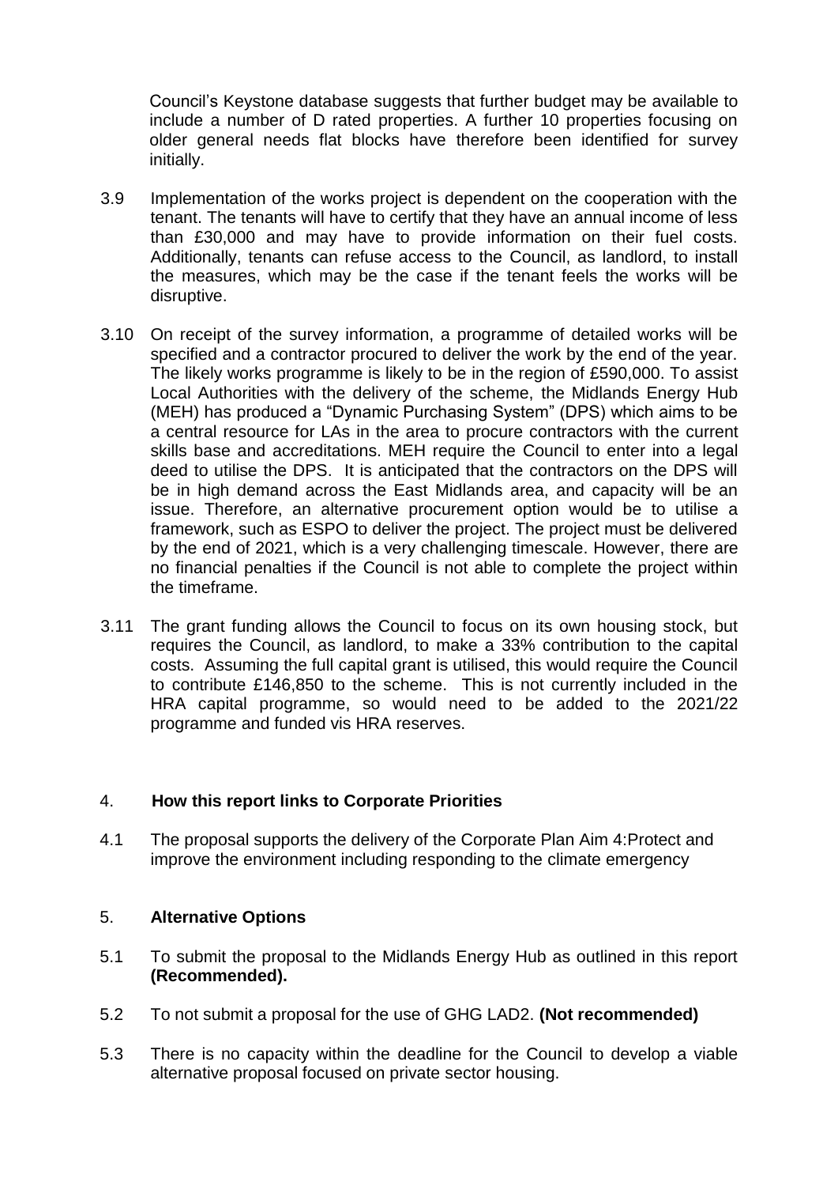Council's Keystone database suggests that further budget may be available to include a number of D rated properties. A further 10 properties focusing on older general needs flat blocks have therefore been identified for survey initially.

3.9 Implementation of the works project is dependent on the cooperation with the tenant. The tenants will have to certify that they have an annual income of less than £30,000 and may have to provide information on their fuel costs. Additionally, tenants can refuse access to the Council, as landlord, to install the measures, which may be the case if the tenant feels the works will be disruptive.

3.10 On receipt of the survey information, a programme of detailed works will be specified and a contractor procured to deliver the work by the end of the year. The likely works programme is likely to be in the region of £590,000. To assist Local Authorities with the delivery of the scheme, the Midlands Energy Hub (MEH) has produced a "Dynamic Purchasing System" (DPS) which aims to be a central resource for LAs in the area to procure contractors with the current skills base and accreditations. MEH require the Council to enter into a legal deed to utilise the DPS. It is anticipated that the contractors on the DPS will be in high demand across the East Midlands area, and capacity will be an issue. Therefore, an alternative procurement option would be to utilise a framework, such as ESPO to deliver the project. The project must be delivered by the end of 2021, which is a very challenging timescale. However, there are no financial penalties if the Council is not able to complete the project within the timeframe.

3.11 The grant funding allows the Council to focus on its own housing stock, but requires the Council, as landlord, to make a 33% contribution to the capital costs. Assuming the full capital grant is utilised, this would require the Council to contribute £146,850 to the scheme. This is not currently included in the HRA capital programme, so would need to be added to the 2021/22 programme and funded vis HRA reserves.

## 4. How this report links to Corporate Priorities

4.1 The proposal supports the delivery of the Corporate Plan Aim 4:Protect and improve the environment including responding to the climate emergency

## 5. Alternative Options

5.1 To submit the proposal to the Midlands Energy Hub as outlined in this report **(Recommended).**

5.2 To not submit a proposal for the use of GHG LAD2. **(Not recommended)**

5.3 There is no capacity within the deadline for the Council to develop a viable alternative proposal focused on private sector housing.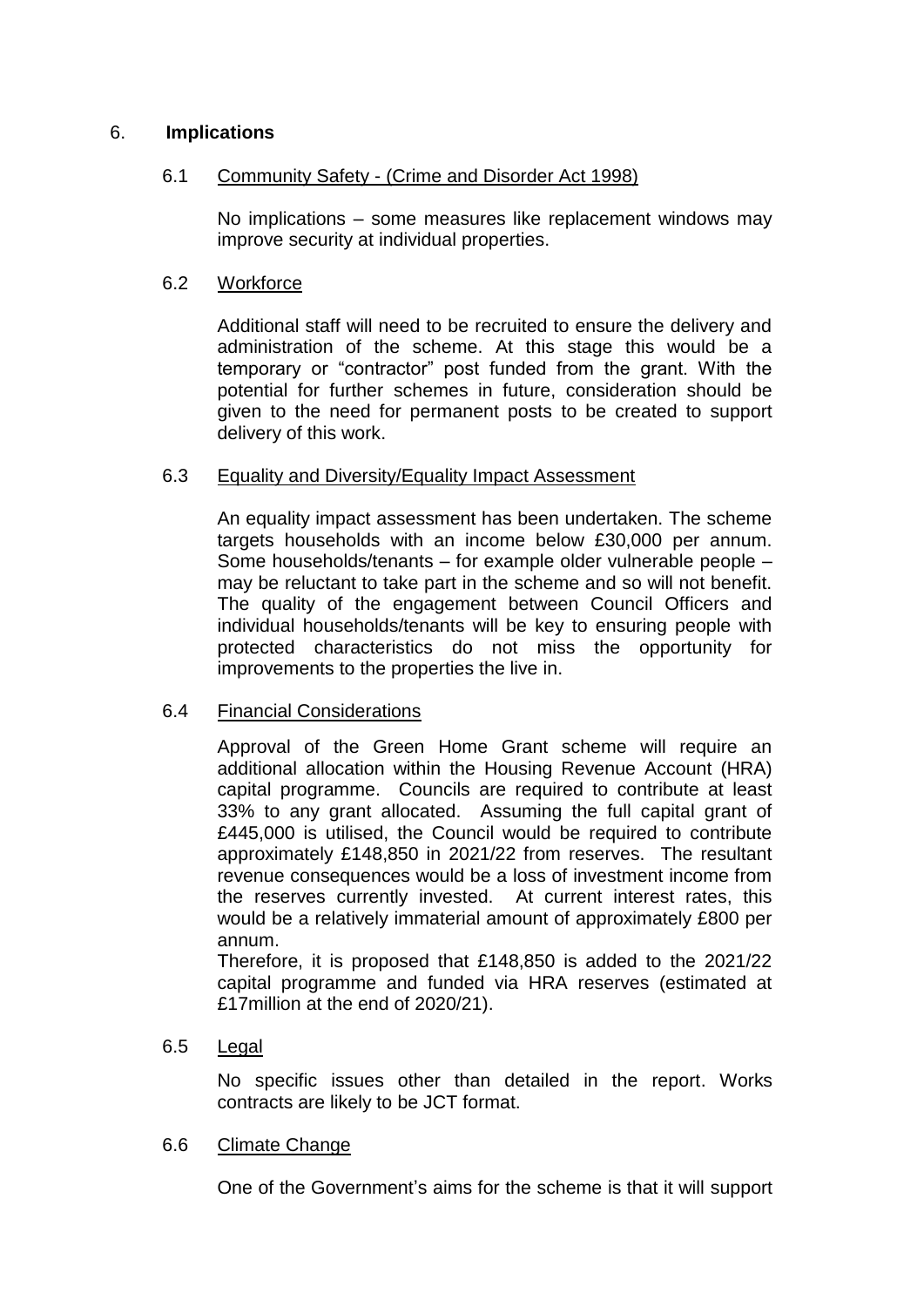## 6. **Implications**

### 6.1 Community Safety - (Crime and Disorder Act 1998)

No implications – some measures like replacement windows may improve security at individual properties.

### 6.2 Workforce

Additional staff will need to be recruited to ensure the delivery and administration of the scheme. At this stage this would be a temporary or "contractor" post funded from the grant. With the potential for further schemes in future, consideration should be given to the need for permanent posts to be created to support delivery of this work.

### 6.3 Equality and Diversity/Equality Impact Assessment

An equality impact assessment has been undertaken. The scheme targets households with an income below £30,000 per annum. Some households/tenants – for example older vulnerable people – may be reluctant to take part in the scheme and so will not benefit. The quality of the engagement between Council Officers and individual households/tenants will be key to ensuring people with protected characteristics do not miss the opportunity for improvements to the properties the live in.

### 6.4 Financial Considerations

Approval of the Green Home Grant scheme will require an additional allocation within the Housing Revenue Account (HRA) capital programme. Councils are required to contribute at least 33% to any grant allocated. Assuming the full capital grant of £445,000 is utilised, the Council would be required to contribute approximately £148,850 in 2021/22 from reserves. The resultant revenue consequences would be a loss of investment income from the reserves currently invested. At current interest rates, this would be a relatively immaterial amount of approximately £800 per annum.

Therefore, it is proposed that £148,850 is added to the 2021/22 capital programme and funded via HRA reserves (estimated at £17million at the end of 2020/21).

### 6.5 Legal

No specific issues other than detailed in the report. Works contracts are likely to be JCT format.

### 6.6 Climate Change

One of the Government's aims for the scheme is that it will support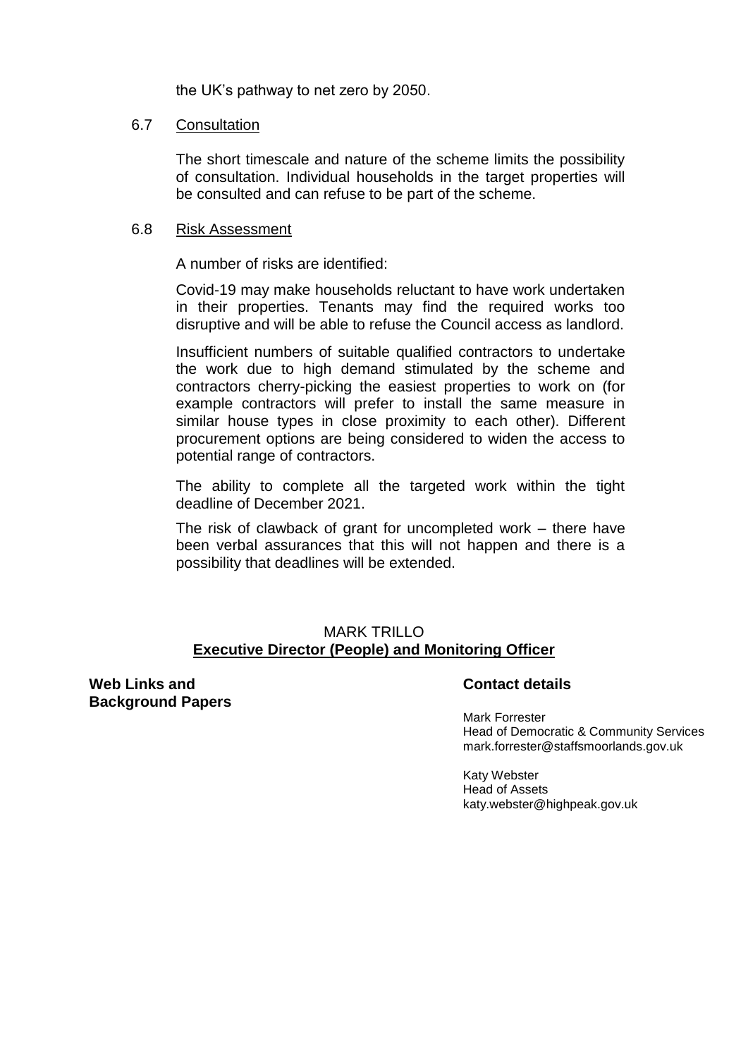the UK's pathway to net zero by 2050.

6.7 Consultation

The short timescale and nature of the scheme limits the possibility of consultation. Individual households in the target properties will be consulted and can refuse to be part of the scheme.

6.8 Risk Assessment

A number of risks are identified:

Covid-19 may make households reluctant to have work undertaken in their properties. Tenants may find the required works too disruptive and will be able to refuse the Council access as landlord.

Insufficient numbers of suitable qualified contractors to undertake the work due to high demand stimulated by the scheme and contractors cherry-picking the easiest properties to work on (for example contractors will prefer to install the same measure in similar house types in close proximity to each other). Different procurement options are being considered to widen the access to potential range of contractors.

The ability to complete all the targeted work within the tight deadline of December 2021.

The risk of clawback of grant for uncompleted work – there have been verbal assurances that this will not happen and there is a possibility that deadlines will be extended.

MARK TRILLO
**Executive Director (People) and Monitoring Officer**

**Web Links and Background Papers**

**Contact details**

Mark Forrester
Head of Democratic & Community Services
mark.forrester@staffsmoorlands.gov.uk

Katy Webster
Head of Assets
katy.webster@highpeak.gov.uk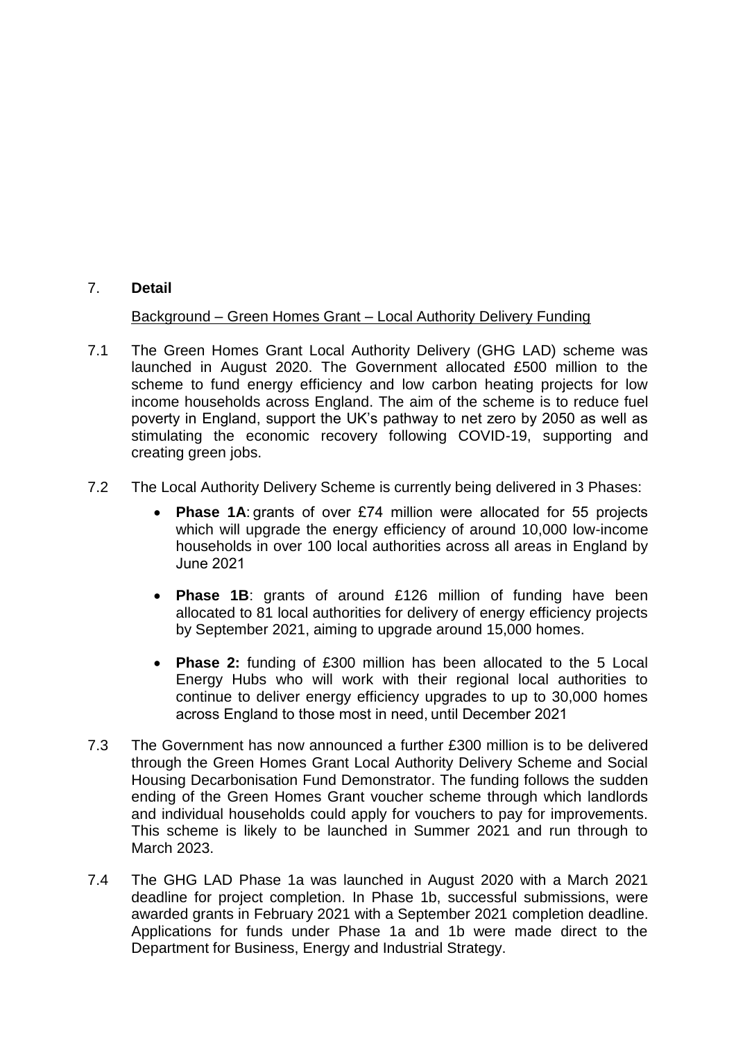## 7. **Detail**

<u>Background – Green Homes Grant – Local Authority Delivery Funding</u>

7.1 The Green Homes Grant Local Authority Delivery (GHG LAD) scheme was launched in August 2020. The Government allocated £500 million to the scheme to fund energy efficiency and low carbon heating projects for low income households across England. The aim of the scheme is to reduce fuel poverty in England, support the UK's pathway to net zero by 2050 as well as stimulating the economic recovery following COVID-19, supporting and creating green jobs.

7.2 The Local Authority Delivery Scheme is currently being delivered in 3 Phases:

- **Phase 1A**: grants of over £74 million were allocated for 55 projects which will upgrade the energy efficiency of around 10,000 low-income households in over 100 local authorities across all areas in England by June 2021
- **Phase 1B**: grants of around £126 million of funding have been allocated to 81 local authorities for delivery of energy efficiency projects by September 2021, aiming to upgrade around 15,000 homes.
- **Phase 2:** funding of £300 million has been allocated to the 5 Local Energy Hubs who will work with their regional local authorities to continue to deliver energy efficiency upgrades to up to 30,000 homes across England to those most in need, until December 2021

7.3 The Government has now announced a further £300 million is to be delivered through the Green Homes Grant Local Authority Delivery Scheme and Social Housing Decarbonisation Fund Demonstrator. The funding follows the sudden ending of the Green Homes Grant voucher scheme through which landlords and individual households could apply for vouchers to pay for improvements. This scheme is likely to be launched in Summer 2021 and run through to March 2023.

7.4 The GHG LAD Phase 1a was launched in August 2020 with a March 2021 deadline for project completion. In Phase 1b, successful submissions, were awarded grants in February 2021 with a September 2021 completion deadline. Applications for funds under Phase 1a and 1b were made direct to the Department for Business, Energy and Industrial Strategy.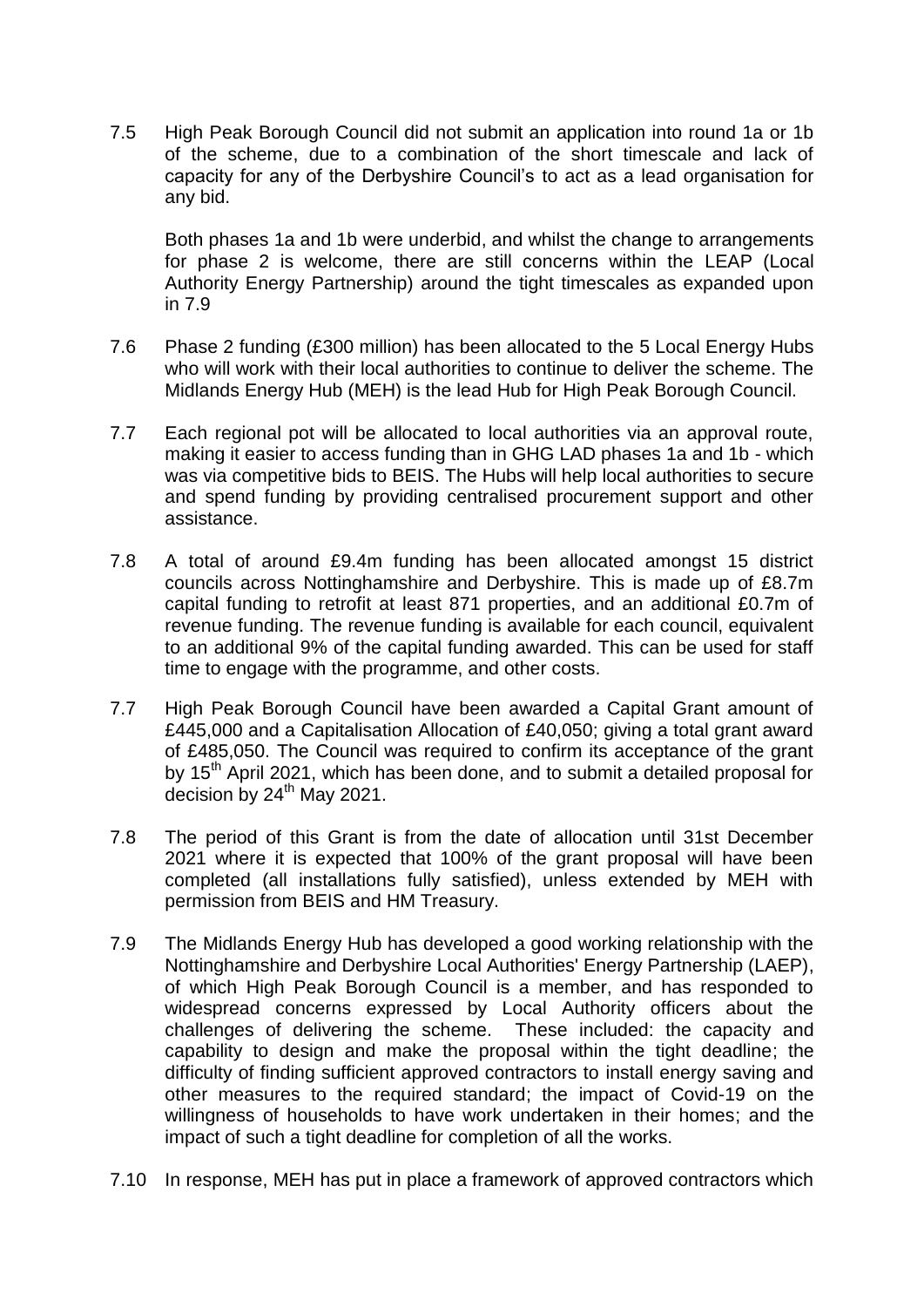7.5 High Peak Borough Council did not submit an application into round 1a or 1b of the scheme, due to a combination of the short timescale and lack of capacity for any of the Derbyshire Council's to act as a lead organisation for any bid.

Both phases 1a and 1b were underbid, and whilst the change to arrangements for phase 2 is welcome, there are still concerns within the LEAP (Local Authority Energy Partnership) around the tight timescales as expanded upon in 7.9

7.6 Phase 2 funding (£300 million) has been allocated to the 5 Local Energy Hubs who will work with their local authorities to continue to deliver the scheme. The Midlands Energy Hub (MEH) is the lead Hub for High Peak Borough Council.

7.7 Each regional pot will be allocated to local authorities via an approval route, making it easier to access funding than in GHG LAD phases 1a and 1b - which was via competitive bids to BEIS. The Hubs will help local authorities to secure and spend funding by providing centralised procurement support and other assistance.

7.8 A total of around £9.4m funding has been allocated amongst 15 district councils across Nottinghamshire and Derbyshire. This is made up of £8.7m capital funding to retrofit at least 871 properties, and an additional £0.7m of revenue funding. The revenue funding is available for each council, equivalent to an additional 9% of the capital funding awarded. This can be used for staff time to engage with the programme, and other costs.

7.7 High Peak Borough Council have been awarded a Capital Grant amount of £445,000 and a Capitalisation Allocation of £40,050; giving a total grant award of £485,050. The Council was required to confirm its acceptance of the grant by 15th April 2021, which has been done, and to submit a detailed proposal for decision by 24th May 2021.

7.8 The period of this Grant is from the date of allocation until 31st December 2021 where it is expected that 100% of the grant proposal will have been completed (all installations fully satisfied), unless extended by MEH with permission from BEIS and HM Treasury.

7.9 The Midlands Energy Hub has developed a good working relationship with the Nottinghamshire and Derbyshire Local Authorities' Energy Partnership (LAEP), of which High Peak Borough Council is a member, and has responded to widespread concerns expressed by Local Authority officers about the challenges of delivering the scheme. These included: the capacity and capability to design and make the proposal within the tight deadline; the difficulty of finding sufficient approved contractors to install energy saving and other measures to the required standard; the impact of Covid-19 on the willingness of households to have work undertaken in their homes; and the impact of such a tight deadline for completion of all the works.

7.10 In response, MEH has put in place a framework of approved contractors which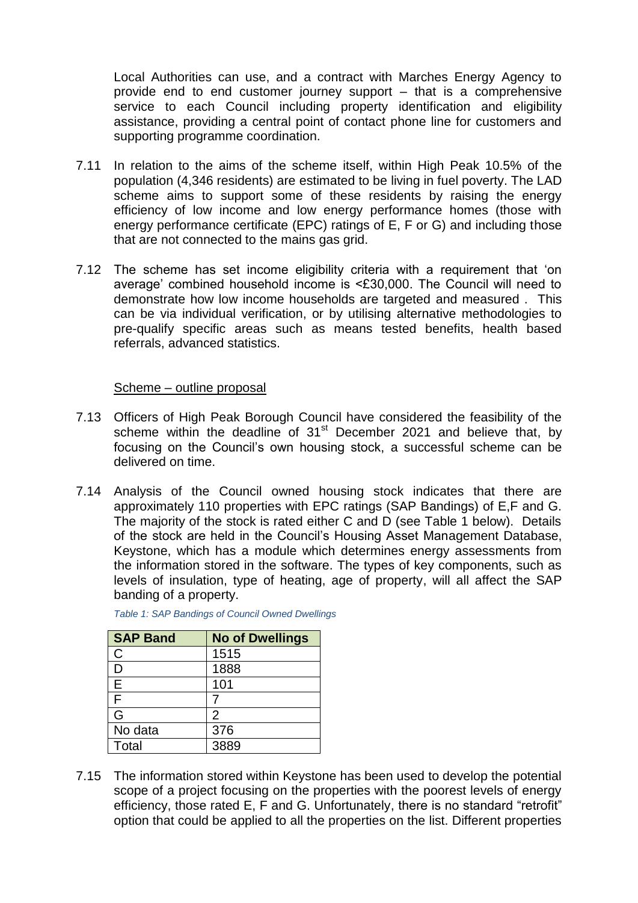Local Authorities can use, and a contract with Marches Energy Agency to provide end to end customer journey support – that is a comprehensive service to each Council including property identification and eligibility assistance, providing a central point of contact phone line for customers and supporting programme coordination.

7.11 In relation to the aims of the scheme itself, within High Peak 10.5% of the population (4,346 residents) are estimated to be living in fuel poverty. The LAD scheme aims to support some of these residents by raising the energy efficiency of low income and low energy performance homes (those with energy performance certificate (EPC) ratings of E, F or G) and including those that are not connected to the mains gas grid.

7.12 The scheme has set income eligibility criteria with a requirement that 'on average' combined household income is <£30,000. The Council will need to demonstrate how low income households are targeted and measured . This can be via individual verification, or by utilising alternative methodologies to pre-qualify specific areas such as means tested benefits, health based referrals, advanced statistics.

<u>Scheme – outline proposal</u>

7.13 Officers of High Peak Borough Council have considered the feasibility of the scheme within the deadline of 31st December 2021 and believe that, by focusing on the Council's own housing stock, a successful scheme can be delivered on time.

7.14 Analysis of the Council owned housing stock indicates that there are approximately 110 properties with EPC ratings (SAP Bandings) of E,F and G. The majority of the stock is rated either C and D (see Table 1 below). Details of the stock are held in the Council's Housing Asset Management Database, Keystone, which has a module which determines energy assessments from the information stored in the software. The types of key components, such as levels of insulation, type of heating, age of property, will all affect the SAP banding of a property.

*Table 1: SAP Bandings of Council Owned Dwellings*

| SAP Band | No of Dwellings |
|---|---|
| C | 1515 |
| D | 1888 |
| E | 101 |
| F | 7 |
| G | 2 |
| No data | 376 |
| Total | 3889 |

7.15 The information stored within Keystone has been used to develop the potential scope of a project focusing on the properties with the poorest levels of energy efficiency, those rated E, F and G. Unfortunately, there is no standard "retrofit" option that could be applied to all the properties on the list. Different properties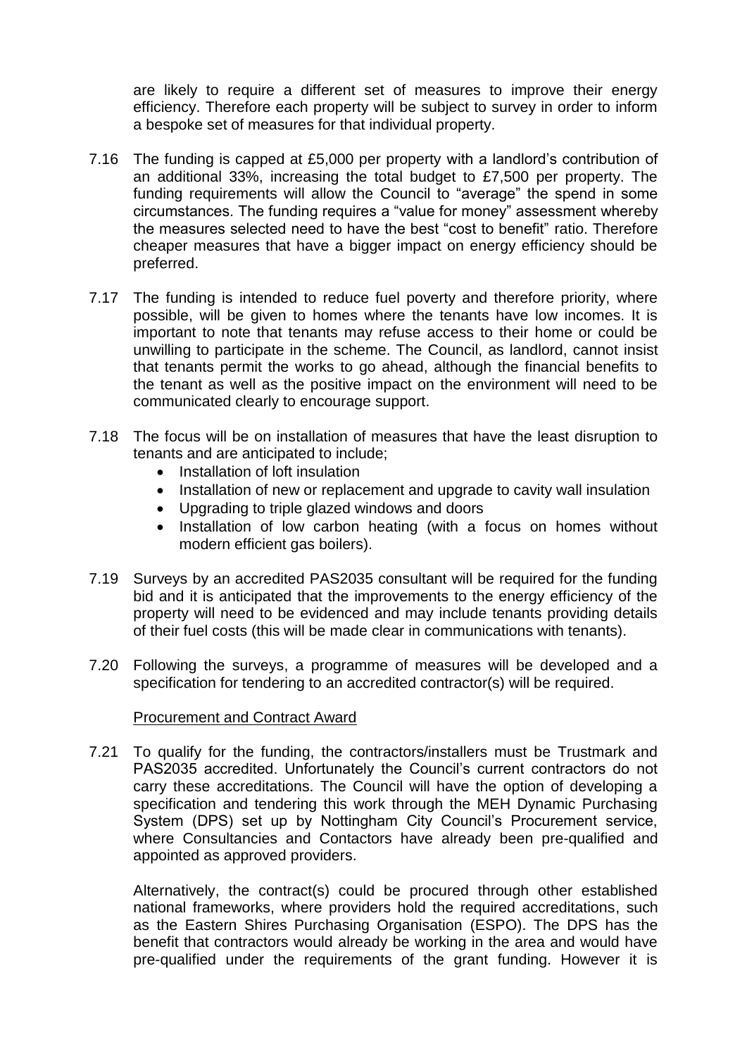are likely to require a different set of measures to improve their energy efficiency. Therefore each property will be subject to survey in order to inform a bespoke set of measures for that individual property.

7.16 The funding is capped at £5,000 per property with a landlord's contribution of an additional 33%, increasing the total budget to £7,500 per property. The funding requirements will allow the Council to "average" the spend in some circumstances. The funding requires a "value for money" assessment whereby the measures selected need to have the best "cost to benefit" ratio. Therefore cheaper measures that have a bigger impact on energy efficiency should be preferred.

7.17 The funding is intended to reduce fuel poverty and therefore priority, where possible, will be given to homes where the tenants have low incomes. It is important to note that tenants may refuse access to their home or could be unwilling to participate in the scheme. The Council, as landlord, cannot insist that tenants permit the works to go ahead, although the financial benefits to the tenant as well as the positive impact on the environment will need to be communicated clearly to encourage support.

7.18 The focus will be on installation of measures that have the least disruption to tenants and are anticipated to include;

- Installation of loft insulation
- Installation of new or replacement and upgrade to cavity wall insulation
- Upgrading to triple glazed windows and doors
- Installation of low carbon heating (with a focus on homes without modern efficient gas boilers).

7.19 Surveys by an accredited PAS2035 consultant will be required for the funding bid and it is anticipated that the improvements to the energy efficiency of the property will need to be evidenced and may include tenants providing details of their fuel costs (this will be made clear in communications with tenants).

7.20 Following the surveys, a programme of measures will be developed and a specification for tendering to an accredited contractor(s) will be required.

Procurement and Contract Award

7.21 To qualify for the funding, the contractors/installers must be Trustmark and PAS2035 accredited. Unfortunately the Council's current contractors do not carry these accreditations. The Council will have the option of developing a specification and tendering this work through the MEH Dynamic Purchasing System (DPS) set up by Nottingham City Council's Procurement service, where Consultancies and Contactors have already been pre-qualified and appointed as approved providers.

Alternatively, the contract(s) could be procured through other established national frameworks, where providers hold the required accreditations, such as the Eastern Shires Purchasing Organisation (ESPO). The DPS has the benefit that contractors would already be working in the area and would have pre-qualified under the requirements of the grant funding. However it is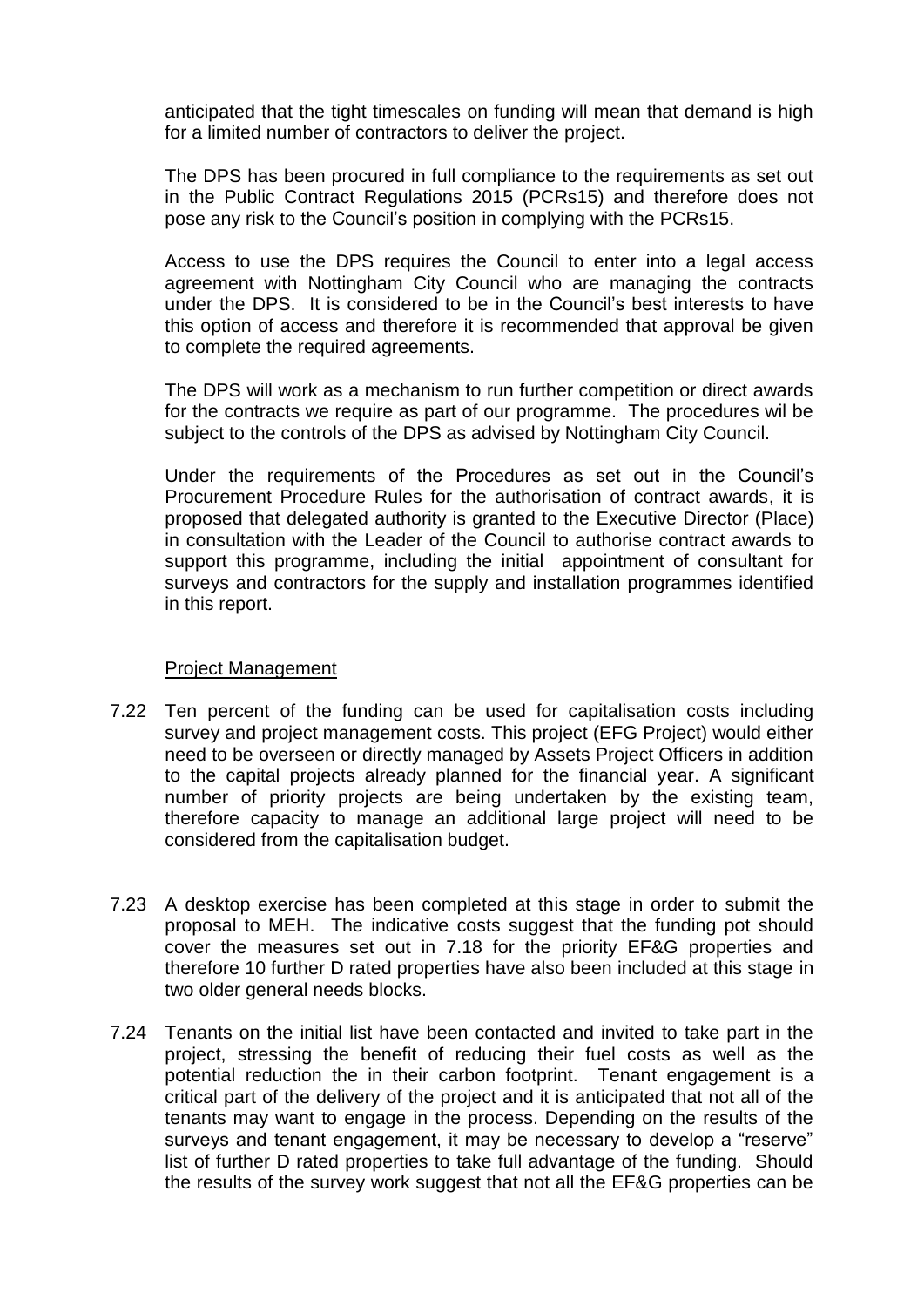anticipated that the tight timescales on funding will mean that demand is high for a limited number of contractors to deliver the project.

The DPS has been procured in full compliance to the requirements as set out in the Public Contract Regulations 2015 (PCRs15) and therefore does not pose any risk to the Council's position in complying with the PCRs15.

Access to use the DPS requires the Council to enter into a legal access agreement with Nottingham City Council who are managing the contracts under the DPS. It is considered to be in the Council's best interests to have this option of access and therefore it is recommended that approval be given to complete the required agreements.

The DPS will work as a mechanism to run further competition or direct awards for the contracts we require as part of our programme. The procedures wil be subject to the controls of the DPS as advised by Nottingham City Council.

Under the requirements of the Procedures as set out in the Council's Procurement Procedure Rules for the authorisation of contract awards, it is proposed that delegated authority is granted to the Executive Director (Place) in consultation with the Leader of the Council to authorise contract awards to support this programme, including the initial appointment of consultant for surveys and contractors for the supply and installation programmes identified in this report.

Project Management

7.22 Ten percent of the funding can be used for capitalisation costs including survey and project management costs. This project (EFG Project) would either need to be overseen or directly managed by Assets Project Officers in addition to the capital projects already planned for the financial year. A significant number of priority projects are being undertaken by the existing team, therefore capacity to manage an additional large project will need to be considered from the capitalisation budget.

7.23 A desktop exercise has been completed at this stage in order to submit the proposal to MEH. The indicative costs suggest that the funding pot should cover the measures set out in 7.18 for the priority EF&G properties and therefore 10 further D rated properties have also been included at this stage in two older general needs blocks.

7.24 Tenants on the initial list have been contacted and invited to take part in the project, stressing the benefit of reducing their fuel costs as well as the potential reduction the in their carbon footprint. Tenant engagement is a critical part of the delivery of the project and it is anticipated that not all of the tenants may want to engage in the process. Depending on the results of the surveys and tenant engagement, it may be necessary to develop a "reserve" list of further D rated properties to take full advantage of the funding. Should the results of the survey work suggest that not all the EF&G properties can be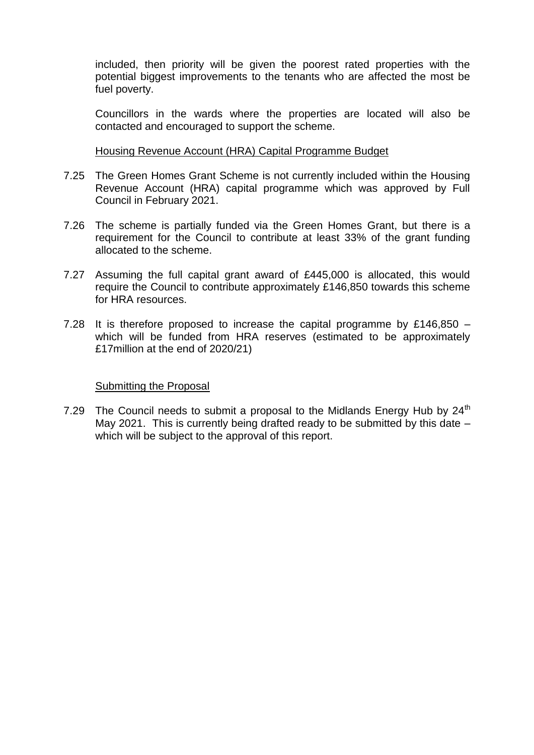included, then priority will be given the poorest rated properties with the potential biggest improvements to the tenants who are affected the most be fuel poverty.

Councillors in the wards where the properties are located will also be contacted and encouraged to support the scheme.

<u>Housing Revenue Account (HRA) Capital Programme Budget</u>

7.25 The Green Homes Grant Scheme is not currently included within the Housing Revenue Account (HRA) capital programme which was approved by Full Council in February 2021.

7.26 The scheme is partially funded via the Green Homes Grant, but there is a requirement for the Council to contribute at least 33% of the grant funding allocated to the scheme.

7.27 Assuming the full capital grant award of £445,000 is allocated, this would require the Council to contribute approximately £146,850 towards this scheme for HRA resources.

7.28 It is therefore proposed to increase the capital programme by £146,850 – which will be funded from HRA reserves (estimated to be approximately £17million at the end of 2020/21)

<u>Submitting the Proposal</u>

7.29 The Council needs to submit a proposal to the Midlands Energy Hub by 24th May 2021. This is currently being drafted ready to be submitted by this date – which will be subject to the approval of this report.